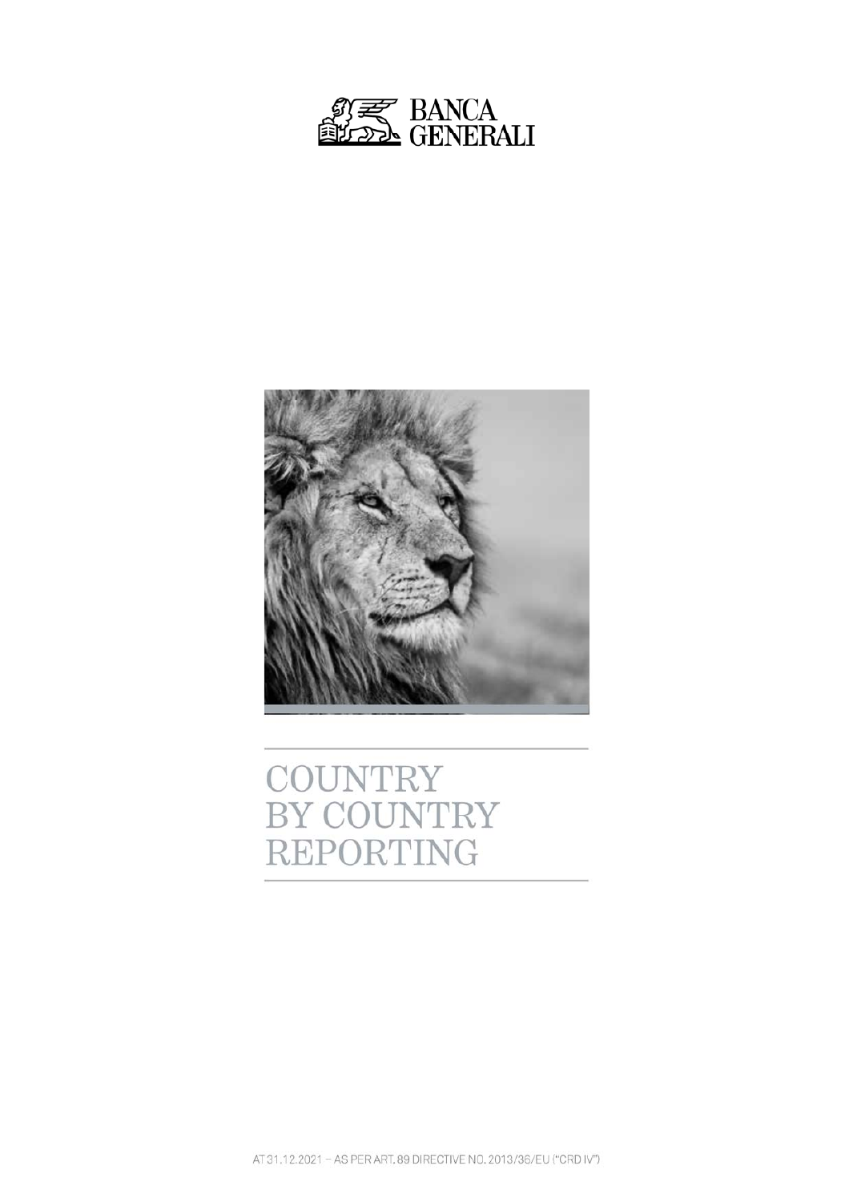BANCA GENERALI

# COUNTRY BY COUNTRY REPORTING

AT 31.12.2021 – AS PER ART. 89 DIRECTIVE NO. 2013/36/EU ("CRD IV")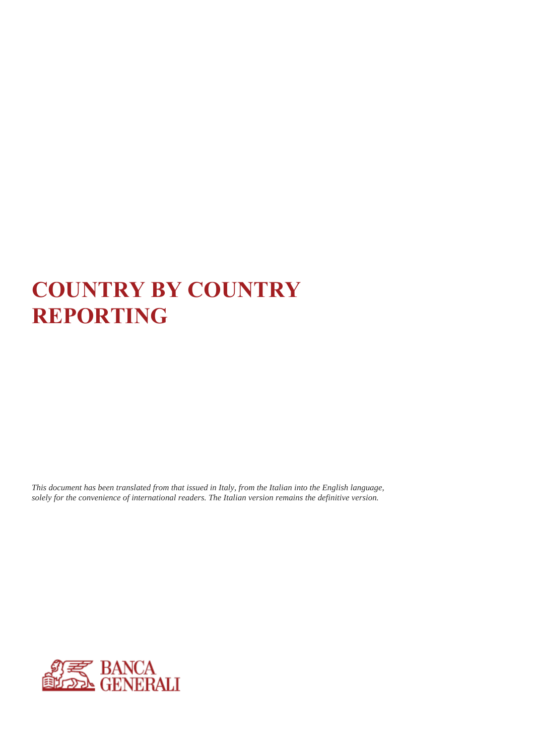# COUNTRY BY COUNTRY REPORTING

*This document has been translated from that issued in Italy, from the Italian into the English language, solely for the convenience of international readers. The Italian version remains the definitive version.*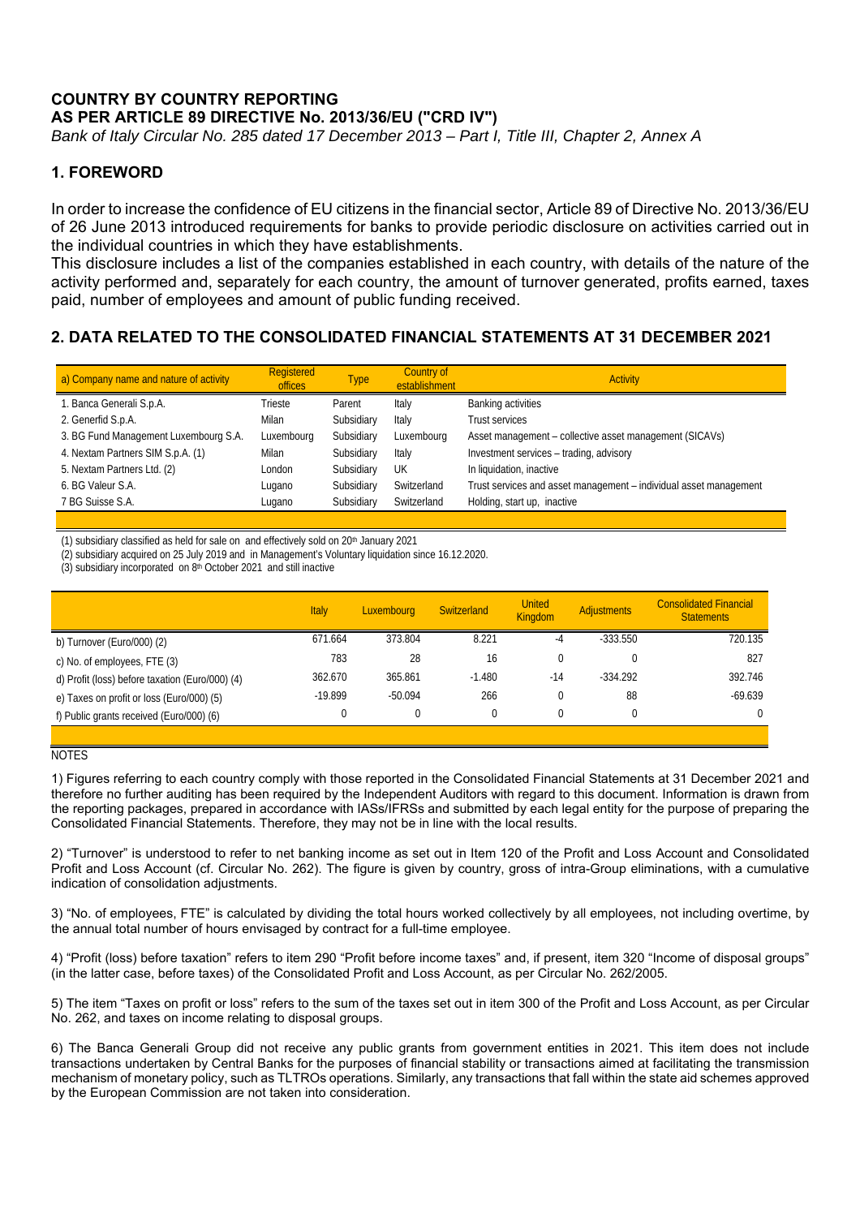**COUNTRY BY COUNTRY REPORTING**
**AS PER ARTICLE 89 DIRECTIVE No. 2013/36/EU ("CRD IV")**

*Bank of Italy Circular No. 285 dated 17 December 2013 – Part I, Title III, Chapter 2, Annex A*

## 1. FOREWORD

In order to increase the confidence of EU citizens in the financial sector, Article 89 of Directive No. 2013/36/EU of 26 June 2013 introduced requirements for banks to provide periodic disclosure on activities carried out in the individual countries in which they have establishments.

This disclosure includes a list of the companies established in each country, with details of the nature of the activity performed and, separately for each country, the amount of turnover generated, profits earned, taxes paid, number of employees and amount of public funding received.

## 2. DATA RELATED TO THE CONSOLIDATED FINANCIAL STATEMENTS AT 31 DECEMBER 2021

| a) Company name and nature of activity | Registered offices | Type | Country of establishment | Activity |
|---|---|---|---|---|
| 1. Banca Generali S.p.A. | Trieste | Parent | Italy | Banking activities |
| 2. Generfid S.p.A. | Milan | Subsidiary | Italy | Trust services |
| 3. BG Fund Management Luxembourg S.A. | Luxembourg | Subsidiary | Luxembourg | Asset management – collective asset management (SICAVs) |
| 4. Nextam Partners SIM S.p.A. (1) | Milan | Subsidiary | Italy | Investment services – trading, advisory |
| 5. Nextam Partners Ltd. (2) | London | Subsidiary | UK | In liquidation, inactive |
| 6. BG Valeur S.A. | Lugano | Subsidiary | Switzerland | Trust services and asset management – individual asset management |
| 7 BG Suisse S.A. | Lugano | Subsidiary | Switzerland | Holding, start up, inactive |

(1) subsidiary classified as held for sale on and effectively sold on 20th January 2021

(2) subsidiary acquired on 25 July 2019 and in Management's Voluntary liquidation since 16.12.2020.

(3) subsidiary incorporated on 8th October 2021 and still inactive

| | Italy | Luxembourg | Switzerland | United Kingdom | Adjustments | Consolidated Financial Statements |
|---|---|---|---|---|---|---|
| b) Turnover (Euro/000) (2) | 671.664 | 373.804 | 8.221 | -4 | -333.550 | 720.135 |
| c) No. of employees, FTE (3) | 783 | 28 | 16 | 0 | 0 | 827 |
| d) Profit (loss) before taxation (Euro/000) (4) | 362.670 | 365.861 | -1.480 | -14 | -334.292 | 392.746 |
| e) Taxes on profit or loss (Euro/000) (5) | -19.899 | -50.094 | 266 | 0 | 88 | -69.639 |
| f) Public grants received (Euro/000) (6) | 0 | 0 | 0 | 0 | 0 | 0 |

NOTES

1) Figures referring to each country comply with those reported in the Consolidated Financial Statements at 31 December 2021 and therefore no further auditing has been required by the Independent Auditors with regard to this document. Information is drawn from the reporting packages, prepared in accordance with IASs/IFRSs and submitted by each legal entity for the purpose of preparing the Consolidated Financial Statements. Therefore, they may not be in line with the local results.

2) "Turnover" is understood to refer to net banking income as set out in Item 120 of the Profit and Loss Account and Consolidated Profit and Loss Account (cf. Circular No. 262). The figure is given by country, gross of intra-Group eliminations, with a cumulative indication of consolidation adjustments.

3) "No. of employees, FTE" is calculated by dividing the total hours worked collectively by all employees, not including overtime, by the annual total number of hours envisaged by contract for a full-time employee.

4) "Profit (loss) before taxation" refers to item 290 "Profit before income taxes" and, if present, item 320 "Income of disposal groups" (in the latter case, before taxes) of the Consolidated Profit and Loss Account, as per Circular No. 262/2005.

5) The item "Taxes on profit or loss" refers to the sum of the taxes set out in item 300 of the Profit and Loss Account, as per Circular No. 262, and taxes on income relating to disposal groups.

6) The Banca Generali Group did not receive any public grants from government entities in 2021. This item does not include transactions undertaken by Central Banks for the purposes of financial stability or transactions aimed at facilitating the transmission mechanism of monetary policy, such as TLTROs operations. Similarly, any transactions that fall within the state aid schemes approved by the European Commission are not taken into consideration.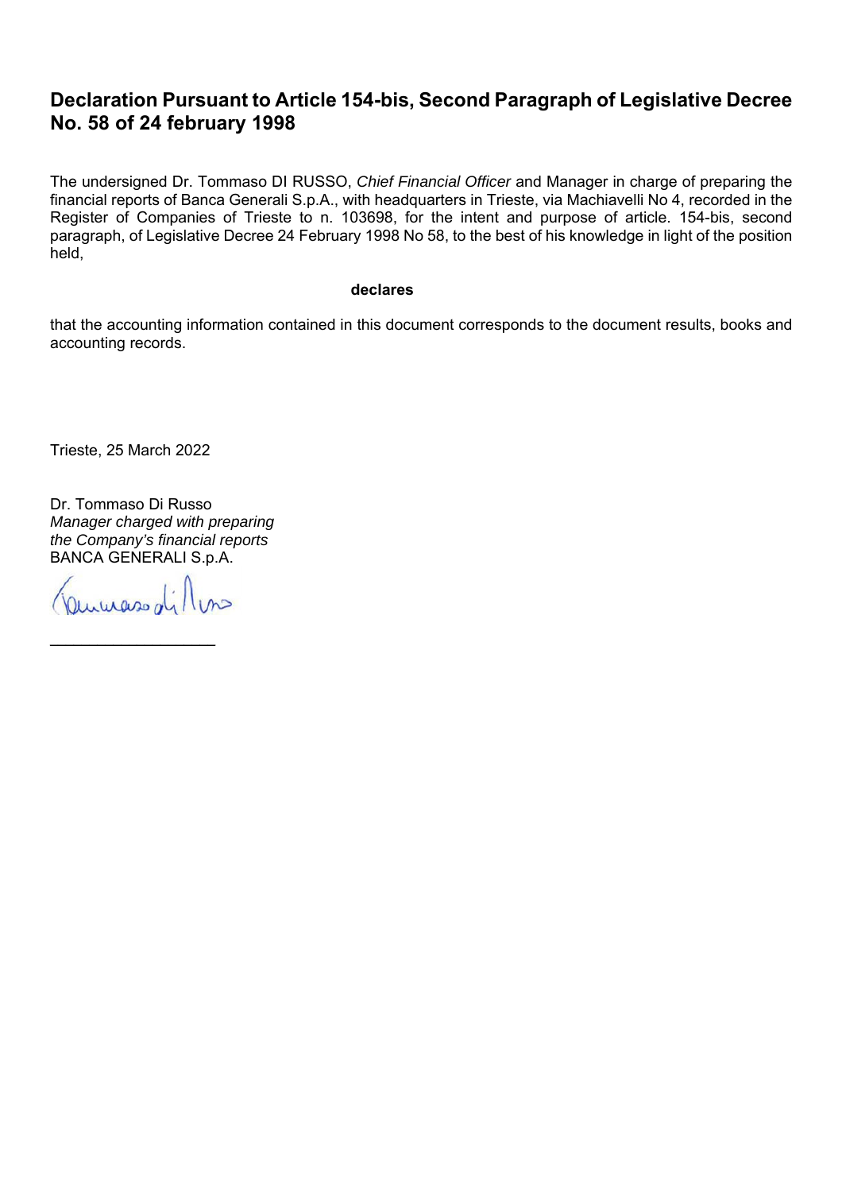# Declaration Pursuant to Article 154-bis, Second Paragraph of Legislative Decree No. 58 of 24 february 1998

The undersigned Dr. Tommaso DI RUSSO, *Chief Financial Officer* and Manager in charge of preparing the financial reports of Banca Generali S.p.A., with headquarters in Trieste, via Machiavelli No 4, recorded in the Register of Companies of Trieste to n. 103698, for the intent and purpose of article. 154-bis, second paragraph, of Legislative Decree 24 February 1998 No 58, to the best of his knowledge in light of the position held,

**declares**

that the accounting information contained in this document corresponds to the document results, books and accounting records.

Trieste, 25 March 2022

Dr. Tommaso Di Russo
*Manager charged with preparing*
*the Company's financial reports*
BANCA GENERALI S.p.A.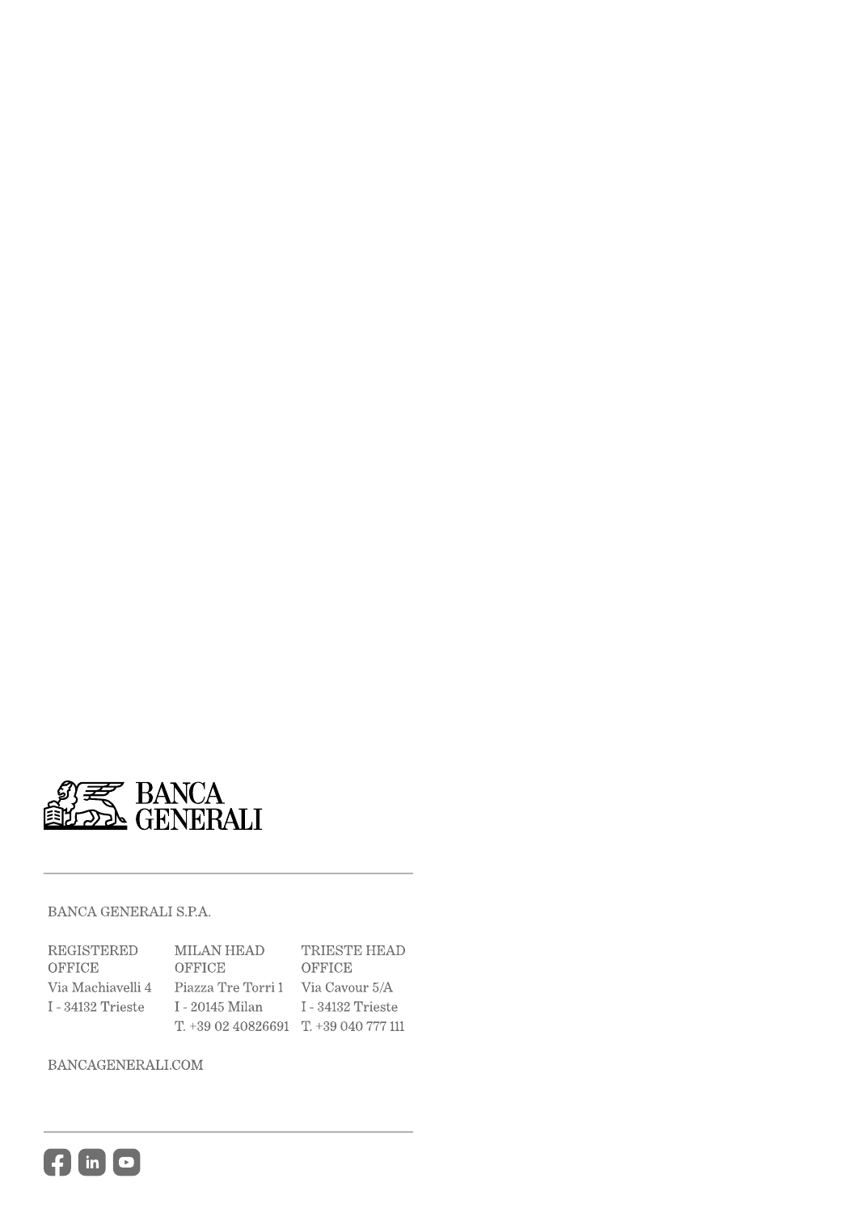BANCA GENERALI

BANCA GENERALI S.P.A.

REGISTERED OFFICE
Via Machiavelli 4
I - 34132 Trieste

MILAN HEAD OFFICE
Piazza Tre Torri 1
I - 20145 Milan
T. +39 02 40826691

TRIESTE HEAD OFFICE
Via Cavour 5/A
I - 34132 Trieste
T. +39 040 777 111

BANCAGENERALI.COM